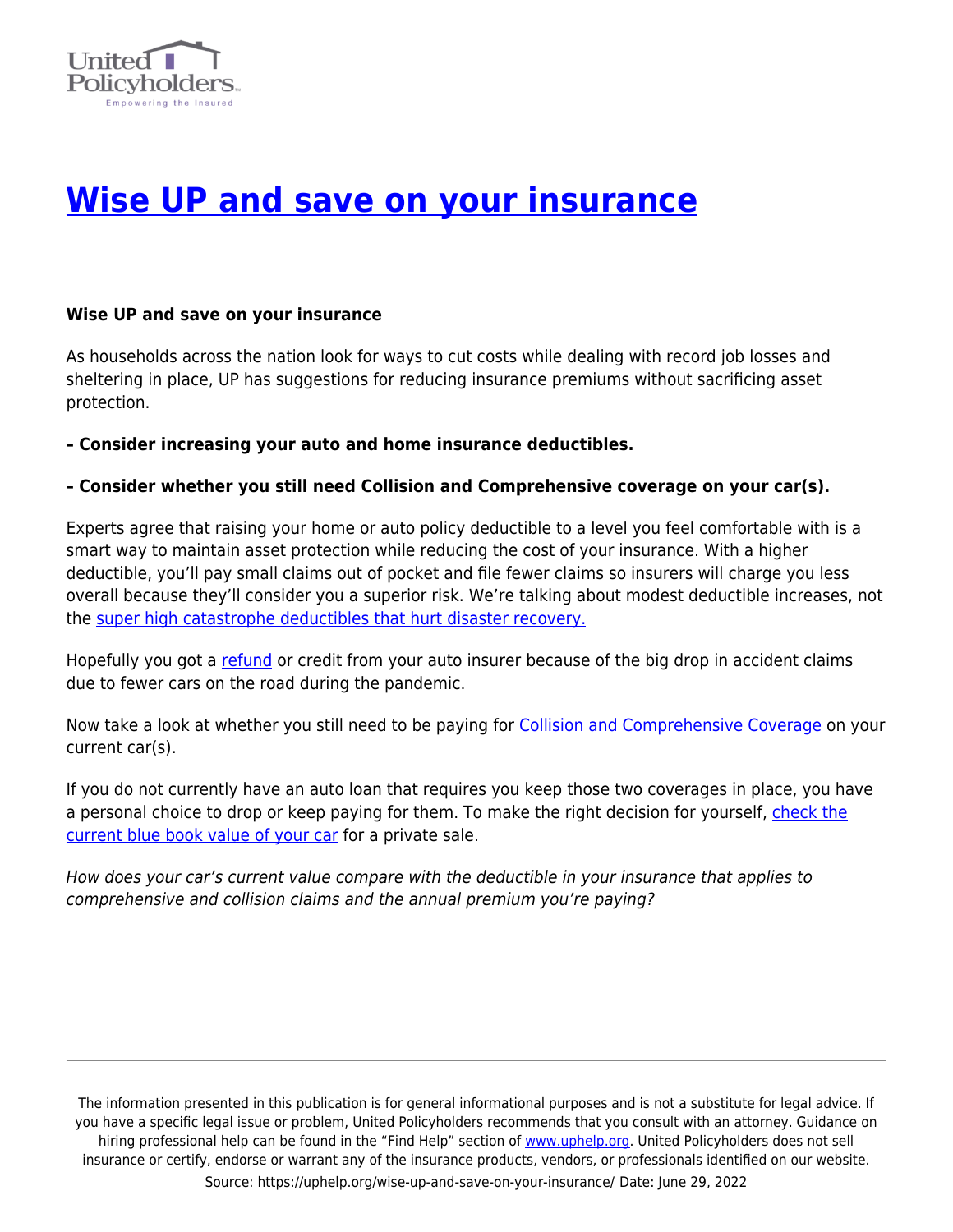# Wise UP and save on your insurance

**Wise UP and save on your insurance**

As households across the nation look for ways to cut costs while dealing with record job losses and sheltering in place, UP has suggestions for reducing insurance premiums without sacrificing asset protection.

**– Consider increasing your auto and home insurance deductibles.**

**– Consider whether you still need Collision and Comprehensive coverage on your car(s).**

Experts agree that raising your home or auto policy deductible to a level you feel comfortable with is a smart way to maintain asset protection while reducing the cost of your insurance. With a higher deductible, you'll pay small claims out of pocket and file fewer claims so insurers will charge you less overall because they'll consider you a superior risk. We're talking about modest deductible increases, not the super high catastrophe deductibles that hurt disaster recovery.

Hopefully you got a refund or credit from your auto insurer because of the big drop in accident claims due to fewer cars on the road during the pandemic.

Now take a look at whether you still need to be paying for Collision and Comprehensive Coverage on your current car(s).

If you do not currently have an auto loan that requires you keep those two coverages in place, you have a personal choice to drop or keep paying for them. To make the right decision for yourself, check the current blue book value of your car for a private sale.

*How does your car's current value compare with the deductible in your insurance that applies to comprehensive and collision claims and the annual premium you're paying?*

The information presented in this publication is for general informational purposes and is not a substitute for legal advice. If you have a specific legal issue or problem, United Policyholders recommends that you consult with an attorney. Guidance on hiring professional help can be found in the "Find Help" section of www.uphelp.org. United Policyholders does not sell insurance or certify, endorse or warrant any of the insurance products, vendors, or professionals identified on our website.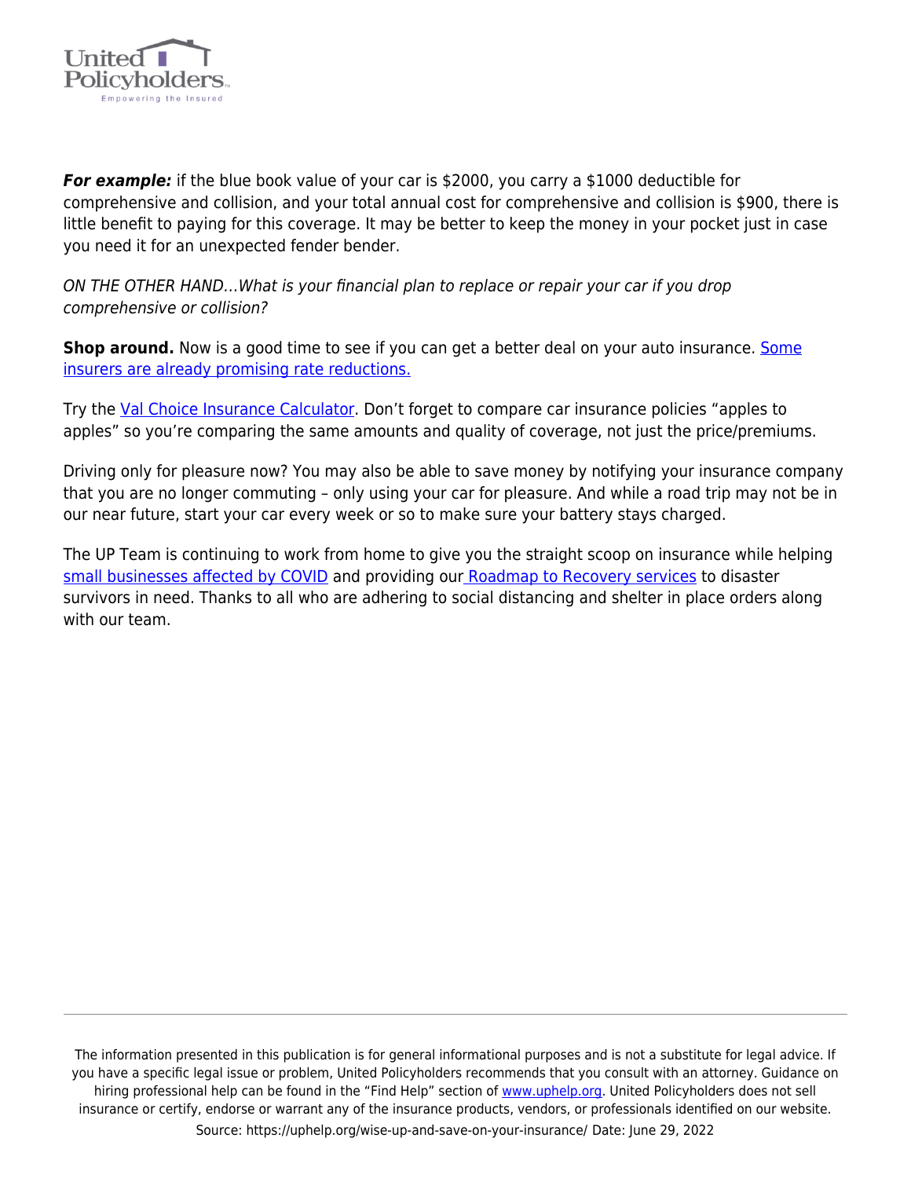***For example:*** if the blue book value of your car is $2000, you carry a $1000 deductible for comprehensive and collision, and your total annual cost for comprehensive and collision is $900, there is little benefit to paying for this coverage. It may be better to keep the money in your pocket just in case you need it for an unexpected fender bender.

*ON THE OTHER HAND…What is your financial plan to replace or repair your car if you drop comprehensive or collision?*

**Shop around.** Now is a good time to see if you can get a better deal on your auto insurance. Some insurers are already promising rate reductions.

Try the Val Choice Insurance Calculator. Don't forget to compare car insurance policies "apples to apples" so you're comparing the same amounts and quality of coverage, not just the price/premiums.

Driving only for pleasure now? You may also be able to save money by notifying your insurance company that you are no longer commuting – only using your car for pleasure. And while a road trip may not be in our near future, start your car every week or so to make sure your battery stays charged.

The UP Team is continuing to work from home to give you the straight scoop on insurance while helping small businesses affected by COVID and providing our Roadmap to Recovery services to disaster survivors in need. Thanks to all who are adhering to social distancing and shelter in place orders along with our team.

The information presented in this publication is for general informational purposes and is not a substitute for legal advice. If you have a specific legal issue or problem, United Policyholders recommends that you consult with an attorney. Guidance on hiring professional help can be found in the "Find Help" section of www.uphelp.org. United Policyholders does not sell insurance or certify, endorse or warrant any of the insurance products, vendors, or professionals identified on our website.

Source: https://uphelp.org/wise-up-and-save-on-your-insurance/ Date: June 29, 2022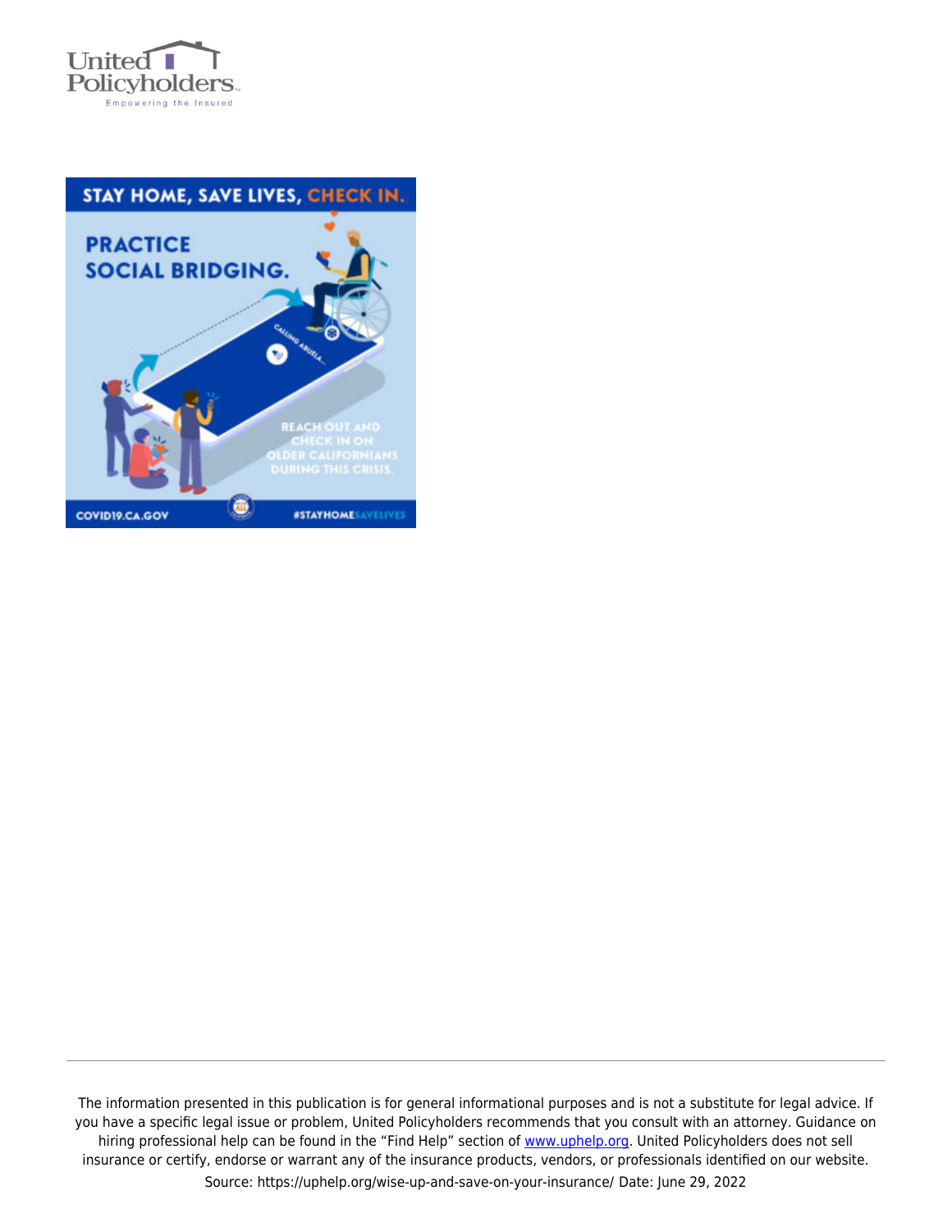STAY HOME, SAVE LIVES, CHECK IN.

PRACTICE SOCIAL BRIDGING.

REACH OUT AND CHECK IN ON OLDER CALIFORNIANS DURING THIS CRISIS.

COVID19.CA.GOV

#STAYHOMESAVELIVES